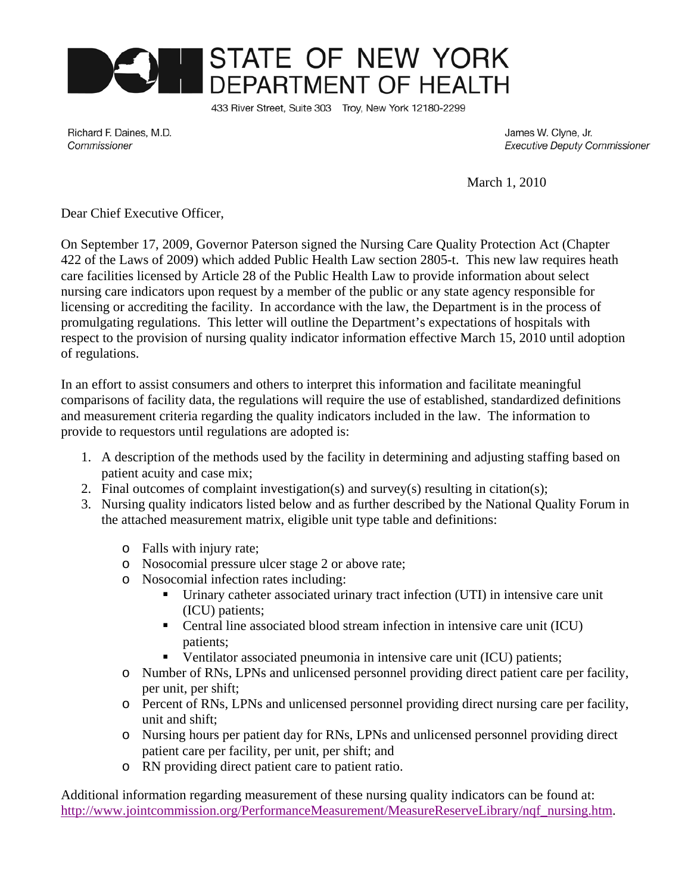# STATE OF NEW YORK DEPARTMENT OF HEALTH

433 River Street, Suite 303 Troy, New York 12180-2299

Richard F. Daines, M.D.
*Commissioner*

James W. Clyne, Jr.
*Executive Deputy Commissioner*

March 1, 2010

Dear Chief Executive Officer,

On September 17, 2009, Governor Paterson signed the Nursing Care Quality Protection Act (Chapter 422 of the Laws of 2009) which added Public Health Law section 2805-t. This new law requires heath care facilities licensed by Article 28 of the Public Health Law to provide information about select nursing care indicators upon request by a member of the public or any state agency responsible for licensing or accrediting the facility. In accordance with the law, the Department is in the process of promulgating regulations. This letter will outline the Department's expectations of hospitals with respect to the provision of nursing quality indicator information effective March 15, 2010 until adoption of regulations.

In an effort to assist consumers and others to interpret this information and facilitate meaningful comparisons of facility data, the regulations will require the use of established, standardized definitions and measurement criteria regarding the quality indicators included in the law. The information to provide to requestors until regulations are adopted is:

1. A description of the methods used by the facility in determining and adjusting staffing based on patient acuity and case mix;
2. Final outcomes of complaint investigation(s) and survey(s) resulting in citation(s);
3. Nursing quality indicators listed below and as further described by the National Quality Forum in the attached measurement matrix, eligible unit type table and definitions:
   - Falls with injury rate;
   - Nosocomial pressure ulcer stage 2 or above rate;
   - Nosocomial infection rates including:
     - Urinary catheter associated urinary tract infection (UTI) in intensive care unit (ICU) patients;
     - Central line associated blood stream infection in intensive care unit (ICU) patients;
     - Ventilator associated pneumonia in intensive care unit (ICU) patients;
   - Number of RNs, LPNs and unlicensed personnel providing direct patient care per facility, per unit, per shift;
   - Percent of RNs, LPNs and unlicensed personnel providing direct nursing care per facility, unit and shift;
   - Nursing hours per patient day for RNs, LPNs and unlicensed personnel providing direct patient care per facility, per unit, per shift; and
   - RN providing direct patient care to patient ratio.

Additional information regarding measurement of these nursing quality indicators can be found at: http://www.jointcommission.org/PerformanceMeasurement/MeasureReserveLibrary/nqf_nursing.htm.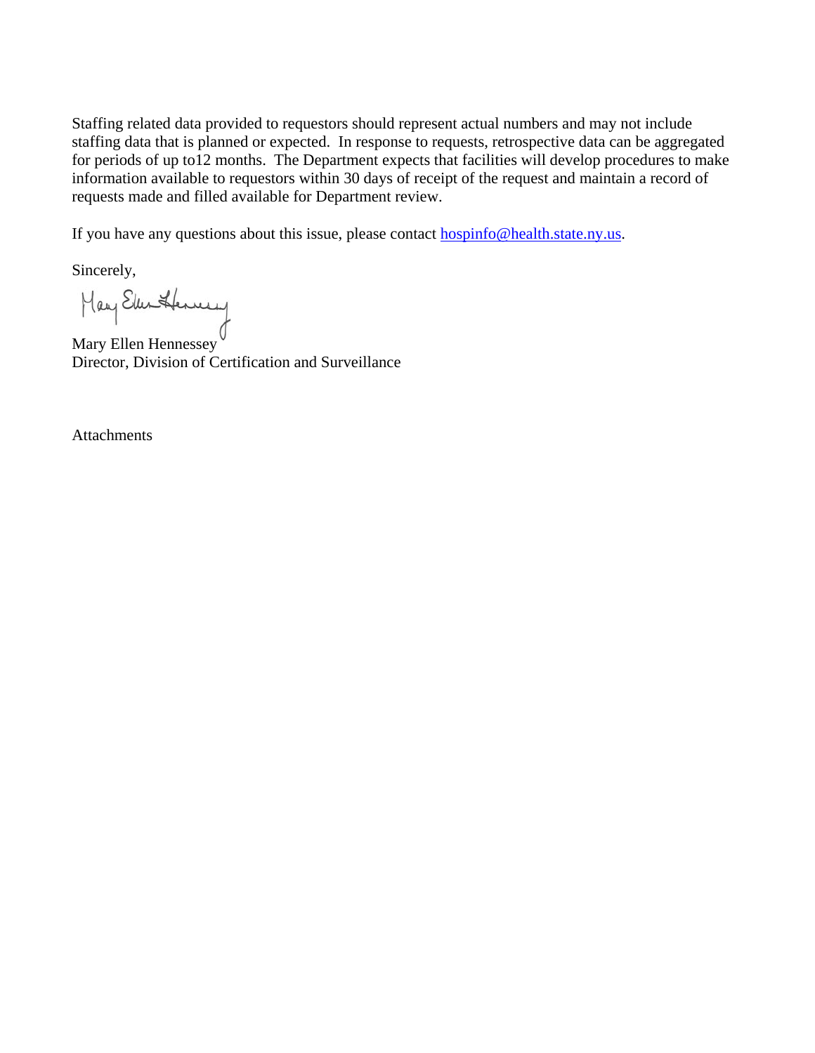Staffing related data provided to requestors should represent actual numbers and may not include staffing data that is planned or expected. In response to requests, retrospective data can be aggregated for periods of up to12 months. The Department expects that facilities will develop procedures to make information available to requestors within 30 days of receipt of the request and maintain a record of requests made and filled available for Department review.

If you have any questions about this issue, please contact hospinfo@health.state.ny.us.

Sincerely,

Mary Ellen Hennessey
Director, Division of Certification and Surveillance

Attachments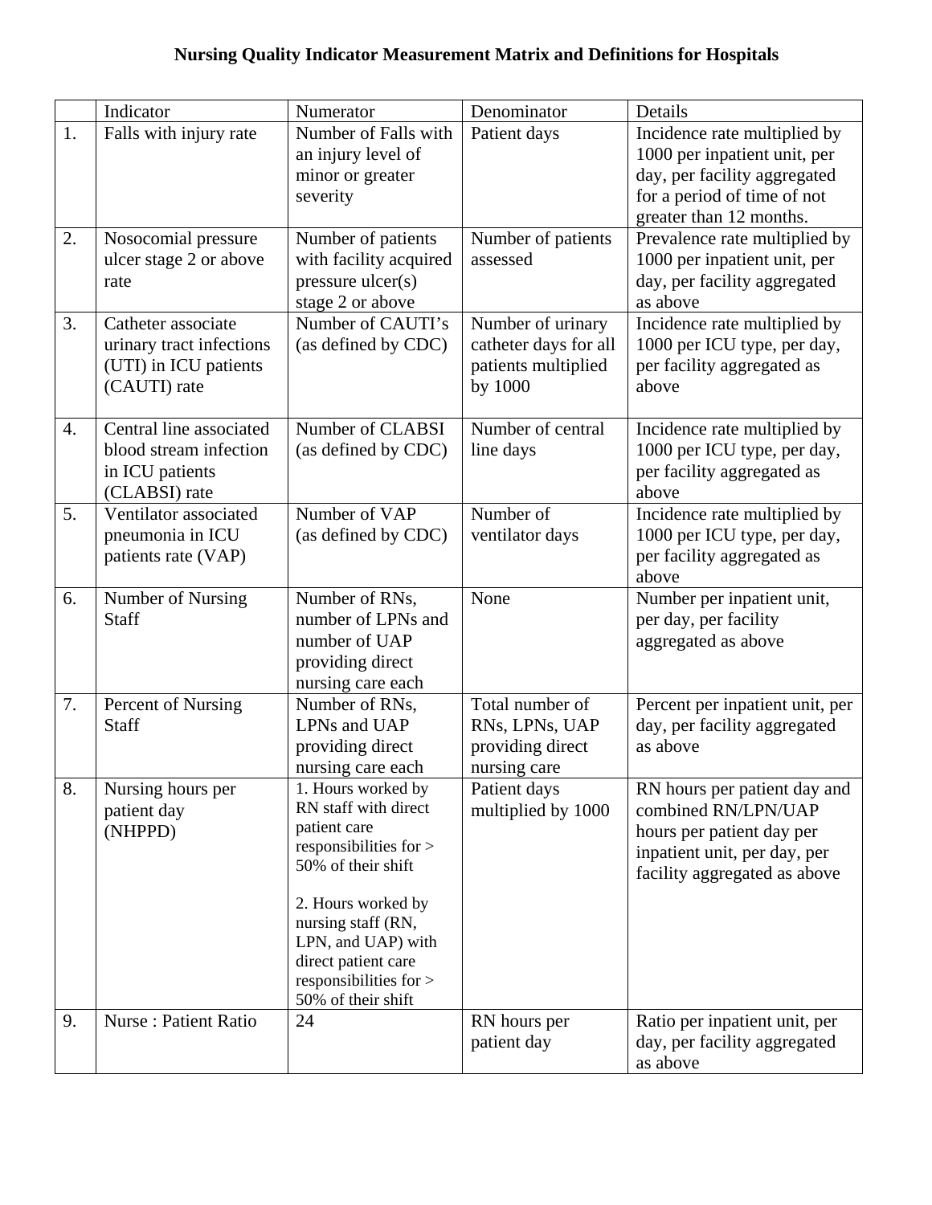# Nursing Quality Indicator Measurement Matrix and Definitions for Hospitals

| | Indicator | Numerator | Denominator | Details |
|---|---|---|---|---|
| 1. | Falls with injury rate | Number of Falls with an injury level of minor or greater severity | Patient days | Incidence rate multiplied by 1000 per inpatient unit, per day, per facility aggregated for a period of time of not greater than 12 months. |
| 2. | Nosocomial pressure ulcer stage 2 or above rate | Number of patients with facility acquired pressure ulcer(s) stage 2 or above | Number of patients assessed | Prevalence rate multiplied by 1000 per inpatient unit, per day, per facility aggregated as above |
| 3. | Catheter associate urinary tract infections (UTI) in ICU patients (CAUTI) rate | Number of CAUTI's (as defined by CDC) | Number of urinary catheter days for all patients multiplied by 1000 | Incidence rate multiplied by 1000 per ICU type, per day, per facility aggregated as above |
| 4. | Central line associated blood stream infection in ICU patients (CLABSI) rate | Number of CLABSI (as defined by CDC) | Number of central line days | Incidence rate multiplied by 1000 per ICU type, per day, per facility aggregated as above |
| 5. | Ventilator associated pneumonia in ICU patients rate (VAP) | Number of VAP (as defined by CDC) | Number of ventilator days | Incidence rate multiplied by 1000 per ICU type, per day, per facility aggregated as above |
| 6. | Number of Nursing Staff | Number of RNs, number of LPNs and number of UAP providing direct nursing care each | None | Number per inpatient unit, per day, per facility aggregated as above |
| 7. | Percent of Nursing Staff | Number of RNs, LPNs and UAP providing direct nursing care each | Total number of RNs, LPNs, UAP providing direct nursing care | Percent per inpatient unit, per day, per facility aggregated as above |
| 8. | Nursing hours per patient day (NHPPD) | 1. Hours worked by RN staff with direct patient care responsibilities for > 50% of their shift<br><br>2. Hours worked by nursing staff (RN, LPN, and UAP) with direct patient care responsibilities for > 50% of their shift | Patient days multiplied by 1000 | RN hours per patient day and combined RN/LPN/UAP hours per patient day per inpatient unit, per day, per facility aggregated as above |
| 9. | Nurse : Patient Ratio | 24 | RN hours per patient day | Ratio per inpatient unit, per day, per facility aggregated as above |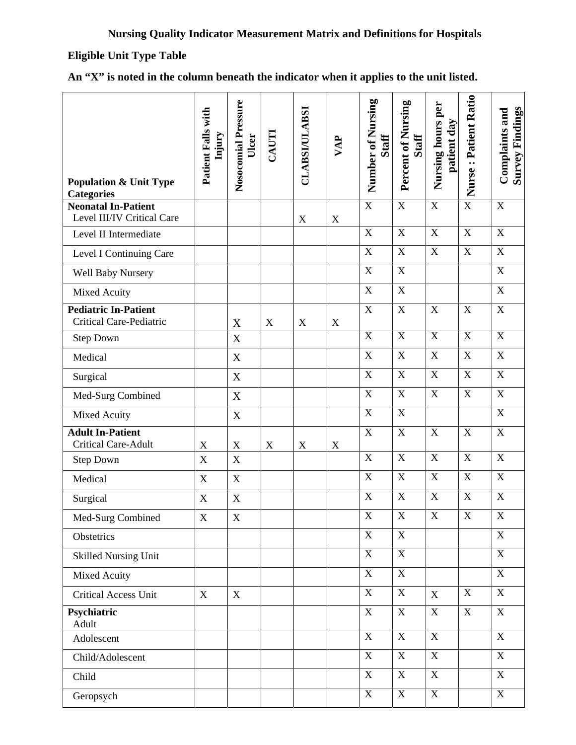# Nursing Quality Indicator Measurement Matrix and Definitions for Hospitals

## Eligible Unit Type Table

**An "X" is noted in the column beneath the indicator when it applies to the unit listed.**

| Population & Unit Type Categories | Patient Falls with Injury | Nosocomial Pressure Ulcer | CAUTI | CLABSI/ULABSI | VAP | Number of Nursing Staff | Percent of Nursing Staff | Nursing hours per patient day | Nurse : Patient Ratio | Complaints and Survey Findings |
|---|---|---|---|---|---|---|---|---|---|---|
| **Neonatal In-Patient** Level III/IV Critical Care | | | | X | X | X | X | X | X | X |
| Level II Intermediate | | | | | | X | X | X | X | X |
| Level I Continuing Care | | | | | | X | X | X | X | X |
| Well Baby Nursery | | | | | | X | X | | | X |
| Mixed Acuity | | | | | | X | X | | | X |
| **Pediatric In-Patient** Critical Care-Pediatric | | X | X | X | X | X | X | X | X | X |
| Step Down | | X | | | | X | X | X | X | X |
| Medical | | X | | | | X | X | X | X | X |
| Surgical | | X | | | | X | X | X | X | X |
| Med-Surg Combined | | X | | | | X | X | X | X | X |
| Mixed Acuity | | X | | | | X | X | | | X |
| **Adult In-Patient** Critical Care-Adult | X | X | X | X | X | X | X | X | X | X |
| Step Down | X | X | | | | X | X | X | X | X |
| Medical | X | X | | | | X | X | X | X | X |
| Surgical | X | X | | | | X | X | X | X | X |
| Med-Surg Combined | X | X | | | | X | X | X | X | X |
| Obstetrics | | | | | | X | X | | | X |
| Skilled Nursing Unit | | | | | | X | X | | | X |
| Mixed Acuity | | | | | | X | X | | | X |
| Critical Access Unit | X | X | | | | X | X | X | X | X |
| **Psychiatric** Adult | | | | | | X | X | X | X | X |
| Adolescent | | | | | | X | X | X | | X |
| Child/Adolescent | | | | | | X | X | X | | X |
| Child | | | | | | X | X | X | | X |
| Geropsych | | | | | | X | X | X | | X |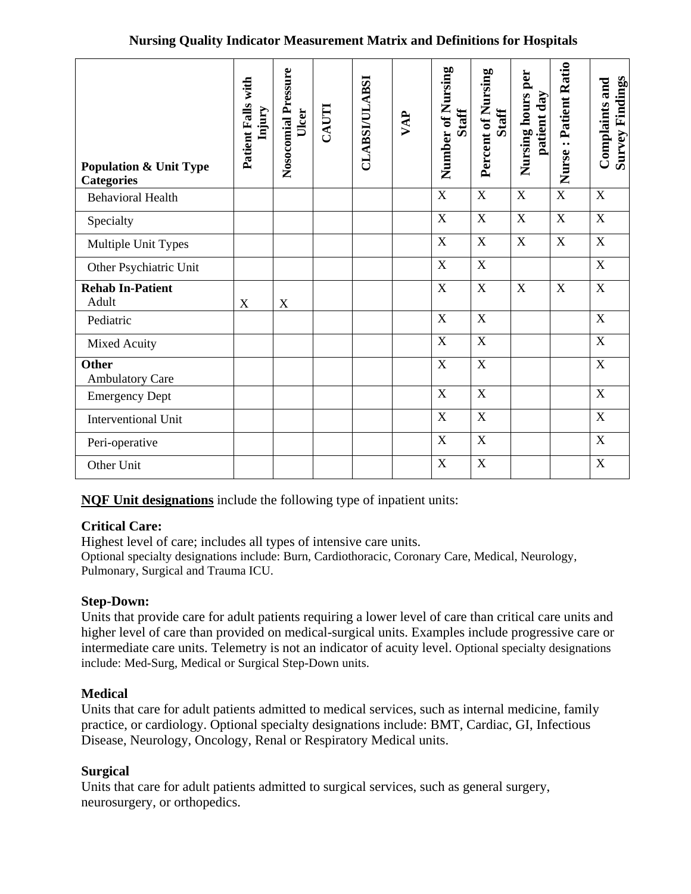**Nursing Quality Indicator Measurement Matrix and Definitions for Hospitals**

| Population & Unit Type Categories | Patient Falls with Injury | Nosocomial Pressure Ulcer | CAUTI | CLABSI/ULABSI | VAP | Number of Nursing Staff | Percent of Nursing Staff | Nursing hours per patient day | Nurse : Patient Ratio | Complaints and Survey Findings |
|---|---|---|---|---|---|---|---|---|---|---|
| Behavioral Health | | | | | | X | X | X | X | X |
| Specialty | | | | | | X | X | X | X | X |
| Multiple Unit Types | | | | | | X | X | X | X | X |
| Other Psychiatric Unit | | | | | | X | X | | | X |
| **Rehab In-Patient** Adult | X | X | | | | X | X | X | X | X |
| Pediatric | | | | | | X | X | | | X |
| Mixed Acuity | | | | | | X | X | | | X |
| **Other** Ambulatory Care | | | | | | X | X | | | X |
| Emergency Dept | | | | | | X | X | | | X |
| Interventional Unit | | | | | | X | X | | | X |
| Peri-operative | | | | | | X | X | | | X |
| Other Unit | | | | | | X | X | | | X |

**NQF Unit designations** include the following type of inpatient units:

**Critical Care:**
Highest level of care; includes all types of intensive care units.
Optional specialty designations include: Burn, Cardiothoracic, Coronary Care, Medical, Neurology, Pulmonary, Surgical and Trauma ICU.

**Step-Down:**
Units that provide care for adult patients requiring a lower level of care than critical care units and higher level of care than provided on medical-surgical units. Examples include progressive care or intermediate care units. Telemetry is not an indicator of acuity level. Optional specialty designations include: Med-Surg, Medical or Surgical Step-Down units.

**Medical**
Units that care for adult patients admitted to medical services, such as internal medicine, family practice, or cardiology. Optional specialty designations include: BMT, Cardiac, GI, Infectious Disease, Neurology, Oncology, Renal or Respiratory Medical units.

**Surgical**
Units that care for adult patients admitted to surgical services, such as general surgery, neurosurgery, or orthopedics.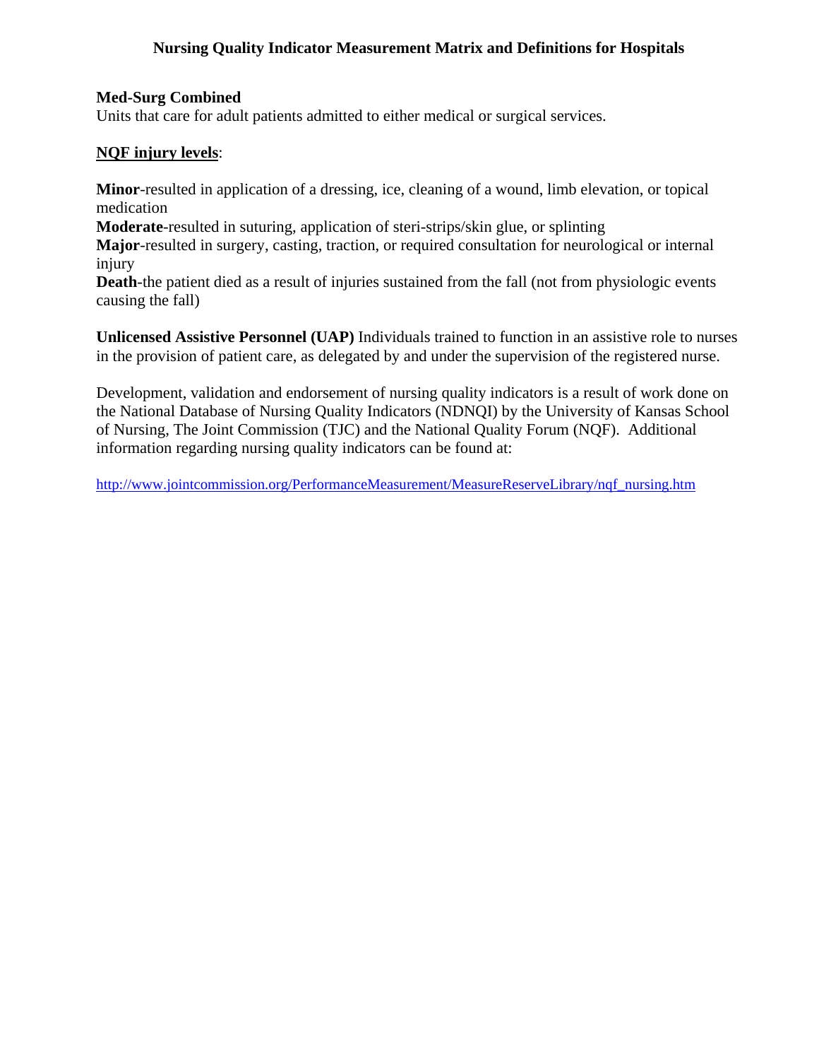**Med-Surg Combined**
Units that care for adult patients admitted to either medical or surgical services.

**NQF injury levels**:

**Minor**-resulted in application of a dressing, ice, cleaning of a wound, limb elevation, or topical medication
**Moderate**-resulted in suturing, application of steri-strips/skin glue, or splinting
**Major**-resulted in surgery, casting, traction, or required consultation for neurological or internal injury
**Death**-the patient died as a result of injuries sustained from the fall (not from physiologic events causing the fall)

**Unlicensed Assistive Personnel (UAP)** Individuals trained to function in an assistive role to nurses in the provision of patient care, as delegated by and under the supervision of the registered nurse.

Development, validation and endorsement of nursing quality indicators is a result of work done on the National Database of Nursing Quality Indicators (NDNQI) by the University of Kansas School of Nursing, The Joint Commission (TJC) and the National Quality Forum (NQF). Additional information regarding nursing quality indicators can be found at:

http://www.jointcommission.org/PerformanceMeasurement/MeasureReserveLibrary/nqf_nursing.htm